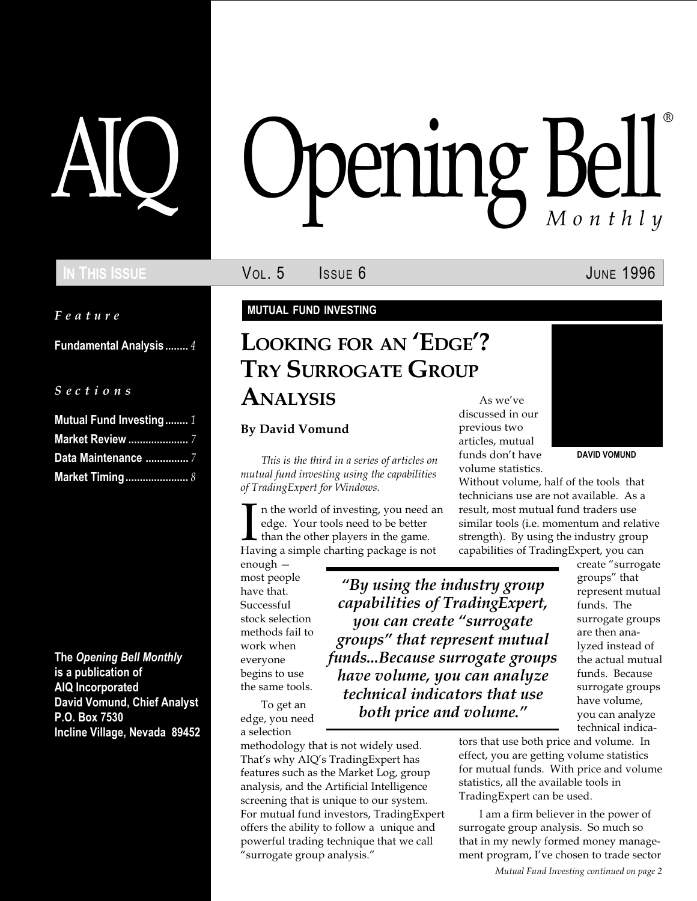# AIQ Opening Bell® Monthly

**IN THIS ISSUE** VOL. 5 ISSUE 6 JUNE 1996

*Feature*

Fundamental Analysis ........ 4

*Sections*

Mutual Fund Investing ........ 1
Market Review ..................... 7
Data Maintenance ............... 7
Market Timing ...................... 8

The *Opening Bell Monthly* is a publication of AIQ Incorporated
David Vomund, Chief Analyst
P.O. Box 7530
Incline Village, Nevada 89452

**MUTUAL FUND INVESTING**

## LOOKING FOR AN 'EDGE'? TRY SURROGATE GROUP ANALYSIS

**By David Vomund**

*This is the third in a series of articles on mutual fund investing using the capabilities of TradingExpert for Windows.*

In the world of investing, you need an edge. Your tools need to be better than the other players in the game. Having a simple charting package is not enough — most people have that. Successful stock selection methods fail to work when everyone begins to use the same tools.

To get an edge, you need a selection methodology that is not widely used. That's why AIQ's TradingExpert has features such as the Market Log, group analysis, and the Artificial Intelligence screening that is unique to our system. For mutual fund investors, TradingExpert offers the ability to follow a unique and powerful trading technique that we call "surrogate group analysis."

DAVID VOMUND

As we've discussed in our previous two articles, mutual funds don't have volume statistics. Without volume, half of the tools that technicians use are not available. As a result, most mutual fund traders use similar tools (i.e. momentum and relative strength). By using the industry group capabilities of TradingExpert, you can create "surrogate groups" that represent mutual funds. The surrogate groups are then analyzed instead of the actual mutual funds. Because surrogate groups have volume, you can analyze technical indicators that use both price and volume. In effect, you are getting volume statistics for mutual funds. With price and volume statistics, all the available tools in TradingExpert can be used.

> *"By using the industry group capabilities of TradingExpert, you can create "surrogate groups" that represent mutual funds...Because surrogate groups have volume, you can analyze technical indicators that use both price and volume."*

I am a firm believer in the power of surrogate group analysis. So much so that in my newly formed money management program, I've chosen to trade sector

*Mutual Fund Investing continued on page 2*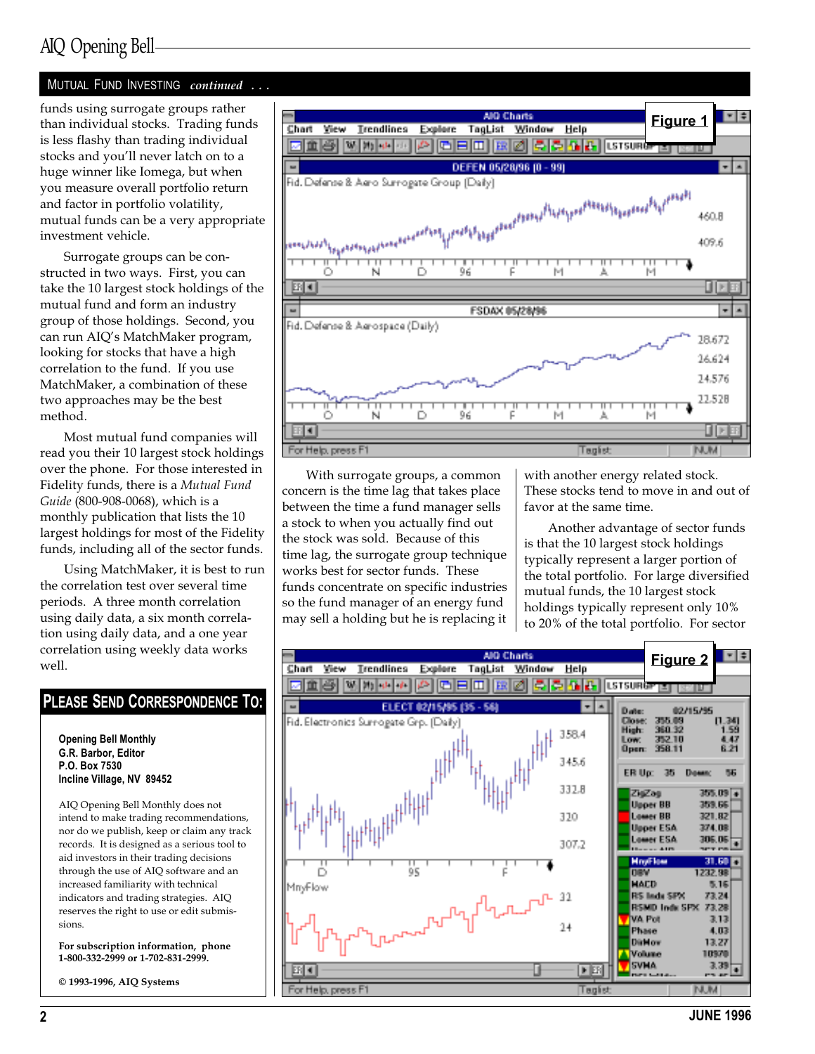## MUTUAL FUND INVESTING *continued . . .*

funds using surrogate groups rather than individual stocks. Trading funds is less flashy than trading individual stocks and you'll never latch on to a huge winner like Iomega, but when you measure overall portfolio return and factor in portfolio volatility, mutual funds can be a very appropriate investment vehicle.

Surrogate groups can be constructed in two ways. First, you can take the 10 largest stock holdings of the mutual fund and form an industry group of those holdings. Second, you can run AIQ's MatchMaker program, looking for stocks that have a high correlation to the fund. If you use MatchMaker, a combination of these two approaches may be the best method.

Most mutual fund companies will read you their 10 largest stock holdings over the phone. For those interested in Fidelity funds, there is a *Mutual Fund Guide* (800-908-0068), which is a monthly publication that lists the 10 largest holdings for most of the Fidelity funds, including all of the sector funds.

Using MatchMaker, it is best to run the correlation test over several time periods. A three month correlation using daily data, a six month correlation using daily data, and a one year correlation using weekly data works well.

**Figure 1**

AIQ Charts
Chart View Trendlines Explore TagList Window Help
LSTSURGP
DEFEN 05/28/96 [0 - 99]
Fid. Defense & Aero Surrogate Group (Daily)
460.8
409.6
O N D 96 F M A M
FSDAX 05/28/96
Fid. Defense & Aerospace (Daily)
28.672
26.624
24.576
22.528
O N D 96 F M A M
For Help, press F1 Taglist NUM

With surrogate groups, a common concern is the time lag that takes place between the time a fund manager sells a stock to when you actually find out the stock was sold. Because of this time lag, the surrogate group technique works best for sector funds. These funds concentrate on specific industries so the fund manager of an energy fund may sell a holding but he is replacing it with another energy related stock. These stocks tend to move in and out of favor at the same time.

Another advantage of sector funds is that the 10 largest stock holdings typically represent a larger portion of the total portfolio. For large diversified mutual funds, the 10 largest stock holdings typically represent only 10% to 20% of the total portfolio. For sector

**Figure 2**

AIQ Charts
Chart View Trendlines Explore TagList Window Help
LSTSURGP
ELECT 02/15/95 (35 - 56)
Fid. Electronics Surrogate Grp. (Daily)
358.4
345.6
332.8
320
307.2
D 95 F
MnyFlow
32
24
Date: 02/15/95
Close: 355.09 (1.34)
High: 360.32 1.59
Low: 352.10 4.47
Open: 358.11 6.21
ER Up: 35 Down: 56
ZigZag 355.09
Upper BB 359.66
Lower BB 321.82
Upper ESA 374.08
Lower ESA 306.06
MnyFlow 31.60
OBV 1232.98
MACD 5.16
RS Indx SPX 73.24
RSMD Indx SPX 73.28
VA Pct 3.13
Phase 4.03
DirMov 13.27
Volume 10970
SVMA 3.39
For Help, press F1 Taglist NUM

## PLEASE SEND CORRESPONDENCE TO:

**Opening Bell Monthly**
**G.R. Barbor, Editor**
**P.O. Box 7530**
**Incline Village, NV 89452**

AIQ Opening Bell Monthly does not intend to make trading recommendations, nor do we publish, keep or claim any track records. It is designed as a serious tool to aid investors in their trading decisions through the use of AIQ software and an increased familiarity with technical indicators and trading strategies. AIQ reserves the right to use or edit submissions.

**For subscription information, phone 1-800-332-2999 or 1-702-831-2999.**

**© 1993-1996, AIQ Systems**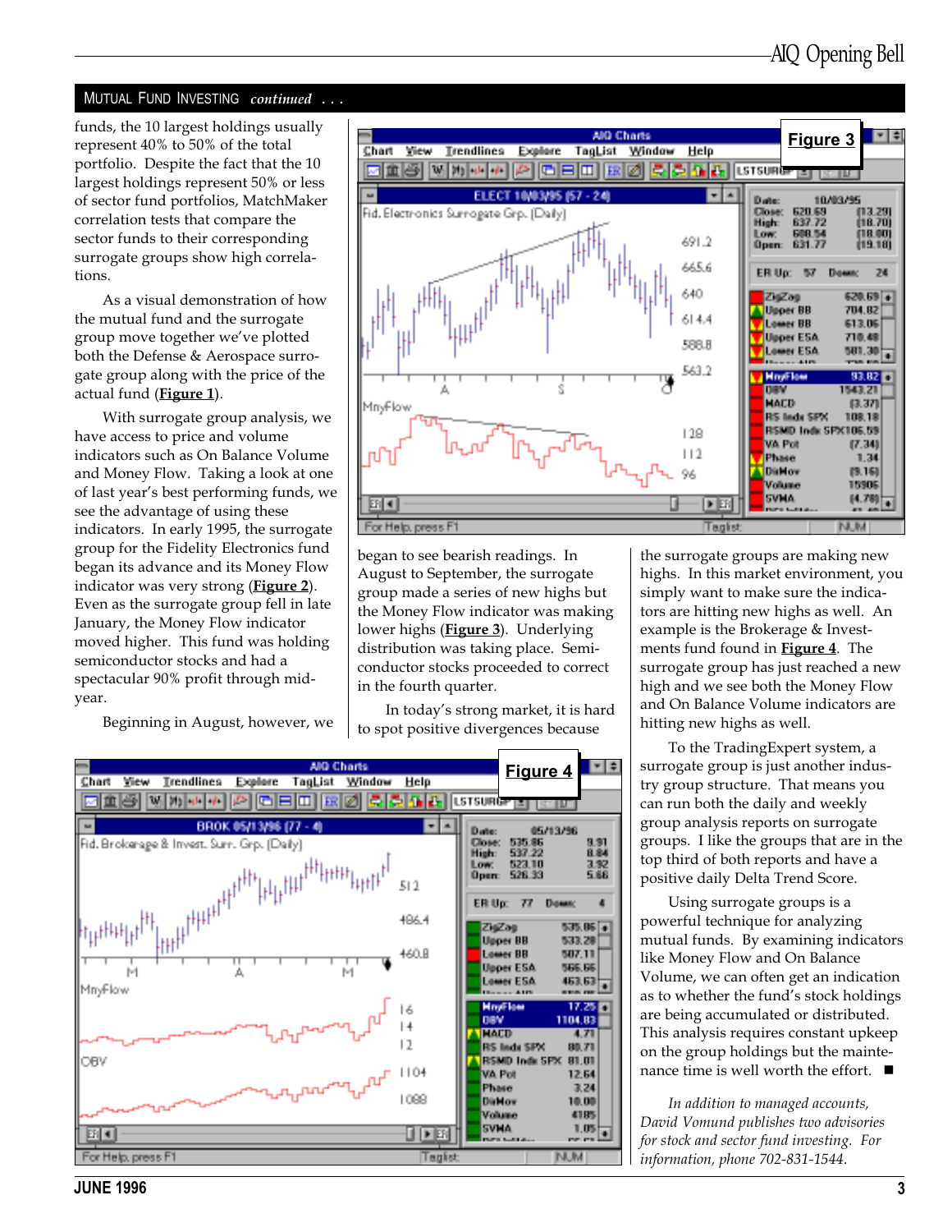## MUTUAL FUND INVESTING *continued . . .*

funds, the 10 largest holdings usually represent 40% to 50% of the total portfolio. Despite the fact that the 10 largest holdings represent 50% or less of sector fund portfolios, MatchMaker correlation tests that compare the sector funds to their corresponding surrogate groups show high correlations.

As a visual demonstration of how the mutual fund and the surrogate group move together we've plotted both the Defense & Aerospace surrogate group along with the price of the actual fund (**Figure 1**).

With surrogate group analysis, we have access to price and volume indicators such as On Balance Volume and Money Flow. Taking a look at one of last year's best performing funds, we see the advantage of using these indicators. In early 1995, the surrogate group for the Fidelity Electronics fund began its advance and its Money Flow indicator was very strong (**Figure 2**). Even as the surrogate group fell in late January, the Money Flow indicator moved higher. This fund was holding semiconductor stocks and had a spectacular 90% profit through mid-year.

Beginning in August, however, we began to see bearish readings. In August to September, the surrogate group made a series of new highs but the Money Flow indicator was making lower highs (**Figure 3**). Underlying distribution was taking place. Semiconductor stocks proceeded to correct in the fourth quarter.

**Figure 3**

AIQ Charts

ELECT 10/03/95 (57 - 24)

Fid. Electronics Surrogate Grp. (Daily)

691.2
665.6
640
614.4
588.8
563.2

A S O

MnyFlow

128
112
96

Date: 10/03/95
Close: 620.69 (13.29)
High: 637.72 (18.70)
Low: 608.54 (18.00)
Open: 631.77 (19.18)

ER Up: 57 Down: 24

ZigZag 620.69
Upper BB 704.82
Lower BB 613.06
Upper ESA 710.48
Lower ESA 581.30

MnyFlow 93.82
OBV 1543.21
MACD (3.37)
RS Indx SPX 108.18
RSMD Indx SPX 106.59
VA Pct (7.34)
Phase 1.34
DirMov (9.16)
Volume 15906
SVMA (4.78)

For Help, press F1

In today's strong market, it is hard to spot positive divergences because the surrogate groups are making new highs. In this market environment, you simply want to make sure the indicators are hitting new highs as well. An example is the Brokerage & Investments fund found in **Figure 4**. The surrogate group has just reached a new high and we see both the Money Flow and On Balance Volume indicators are hitting new highs as well.

**Figure 4**

AIQ Charts

BROK 05/13/96 (77 - 4)

Fid. Brokerage & Invest. Surr. Grp. (Daily)

512
486.4
460.8

M A M

MnyFlow

16
14
12

OBV

1104
1088

Date: 05/13/96
Close: 535.86 9.91
High: 537.22 8.84
Low: 523.10 3.92
Open: 526.33 5.66

ER Up: 77 Down: 4

ZigZag 535.86
Upper BB 533.28
Lower BB 507.11
Upper ESA 566.66
Lower ESA 463.63

MnyFlow 17.25
OBV 1104.83
MACD 4.71
RS Indx SPX 88.71
RSMD Indx SPX 81.01
VA Pct 12.64
Phase 3.24
DirMov 10.00
Volume 4185
SVMA 1.05

For Help, press F1

To the TradingExpert system, a surrogate group is just another industry group structure. That means you can run both the daily and weekly group analysis reports on surrogate groups. I like the groups that are in the top third of both reports and have a positive daily Delta Trend Score.

Using surrogate groups is a powerful technique for analyzing mutual funds. By examining indicators like Money Flow and On Balance Volume, we can often get an indication as to whether the fund's stock holdings are being accumulated or distributed. This analysis requires constant upkeep on the group holdings but the maintenance time is well worth the effort. ■

*In addition to managed accounts, David Vomund publishes two advisories for stock and sector fund investing. For information, phone 702-831-1544.*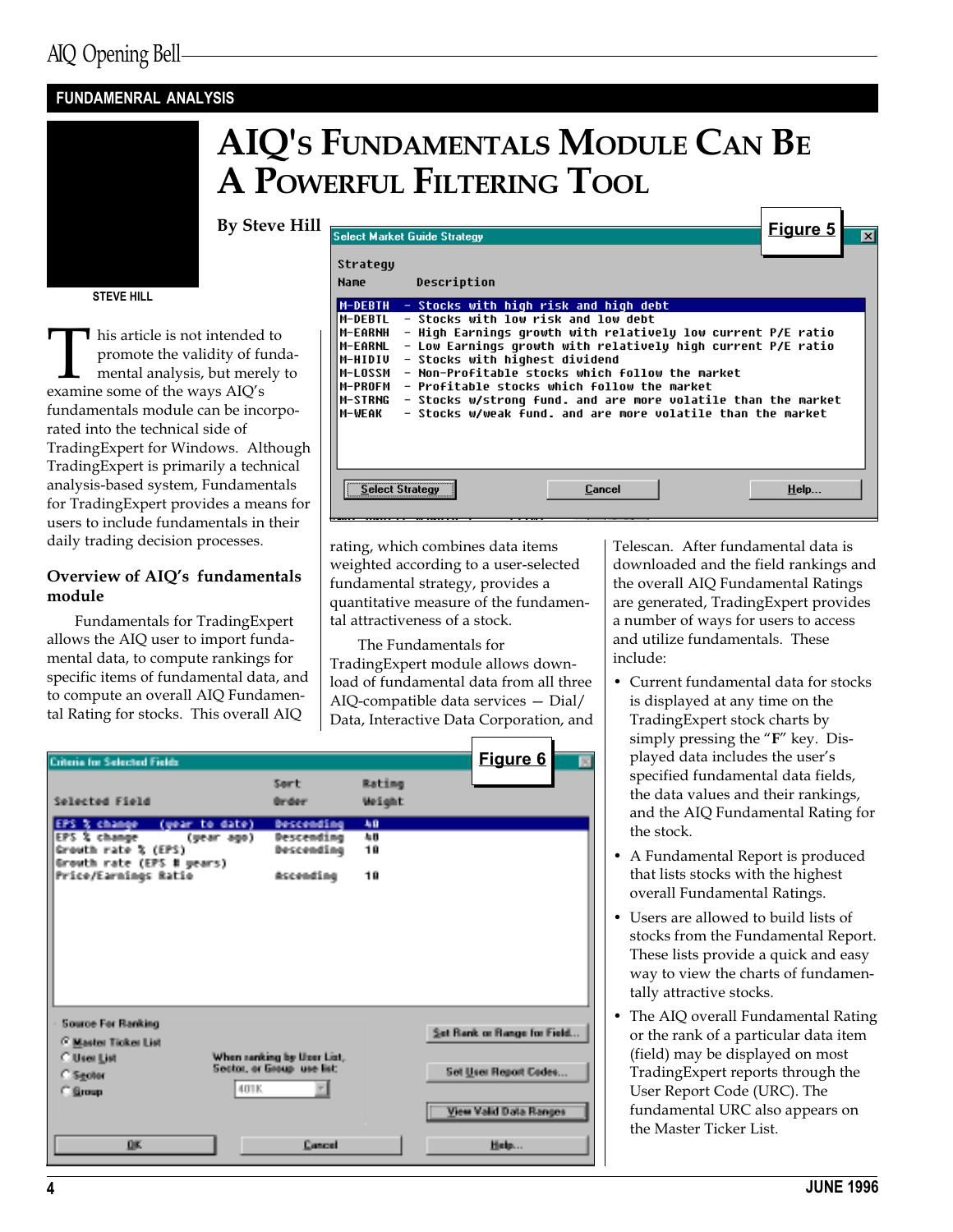FUNDAMENRAL ANALYSIS

# AIQ'S FUNDAMENTALS MODULE CAN BE A POWERFUL FILTERING TOOL

**By Steve Hill**

STEVE HILL

This article is not intended to promote the validity of fundamental analysis, but merely to examine some of the ways AIQ's fundamentals module can be incorporated into the technical side of TradingExpert for Windows. Although TradingExpert is primarily a technical analysis-based system, Fundamentals for TradingExpert provides a means for users to include fundamentals in their daily trading decision processes.

### Overview of AIQ's fundamentals module

Fundamentals for TradingExpert allows the AIQ user to import fundamental data, to compute rankings for specific items of fundamental data, and to compute an overall AIQ Fundamental Rating for stocks. This overall AIQ rating, which combines data items weighted according to a user-selected fundamental strategy, provides a quantitative measure of the fundamental attractiveness of a stock.

The Fundamentals for TradingExpert module allows download of fundamental data from all three AIQ-compatible data services — Dial/Data, Interactive Data Corporation, and Telescan. After fundamental data is downloaded and the field rankings and the overall AIQ Fundamental Ratings are generated, TradingExpert provides a number of ways for users to access and utilize fundamentals. These include:

- Current fundamental data for stocks is displayed at any time on the TradingExpert stock charts by simply pressing the "**F**" key. Displayed data includes the user's specified fundamental data fields, the data values and their rankings, and the AIQ Fundamental Rating for the stock.
- A Fundamental Report is produced that lists stocks with the highest overall Fundamental Ratings.
- Users are allowed to build lists of stocks from the Fundamental Report. These lists provide a quick and easy way to view the charts of fundamentally attractive stocks.
- The AIQ overall Fundamental Rating or the rank of a particular data item (field) may be displayed on most TradingExpert reports through the User Report Code (URC). The fundamental URC also appears on the Master Ticker List.

**Figure 5**

Select Market Guide Strategy

| Strategy Name | Description |
|---|---|
| M-DEBTH | Stocks with high risk and high debt |
| M-DEBTL | Stocks with low risk and low debt |
| M-EARNH | High Earnings growth with relatively low current P/E ratio |
| M-EARNL | Low Earnings growth with relatively high current P/E ratio |
| M-HIDIV | Stocks with highest dividend |
| M-LOSSM | Non-Profitable stocks which follow the market |
| M-PROFM | Profitable stocks which follow the market |
| M-STRNG | Stocks w/strong fund. and are more volatile than the market |
| M-WEAK | Stocks w/weak fund. and are more volatile than the market |

Select Strategy | Cancel | Help...

**Figure 6**

Criteria for Selected Fields

| Selected Field | Sort Order | Rating Weight |
|---|---|---|
| EPS % change (year to date) | Descending | 40 |
| EPS % change (year ago) | Descending | 40 |
| Growth rate % (EPS) | Descending | 10 |
| Growth rate (EPS # years) | | |
| Price/Earnings Ratio | Ascending | 10 |

Source For Ranking: Master Ticker List, User List, Sector, Group

When ranking by User List, Sector, or Group use list: 401K

Set Rank or Range for Field... | Set User Report Codes... | View Valid Data Ranges

OK | Cancel | Help...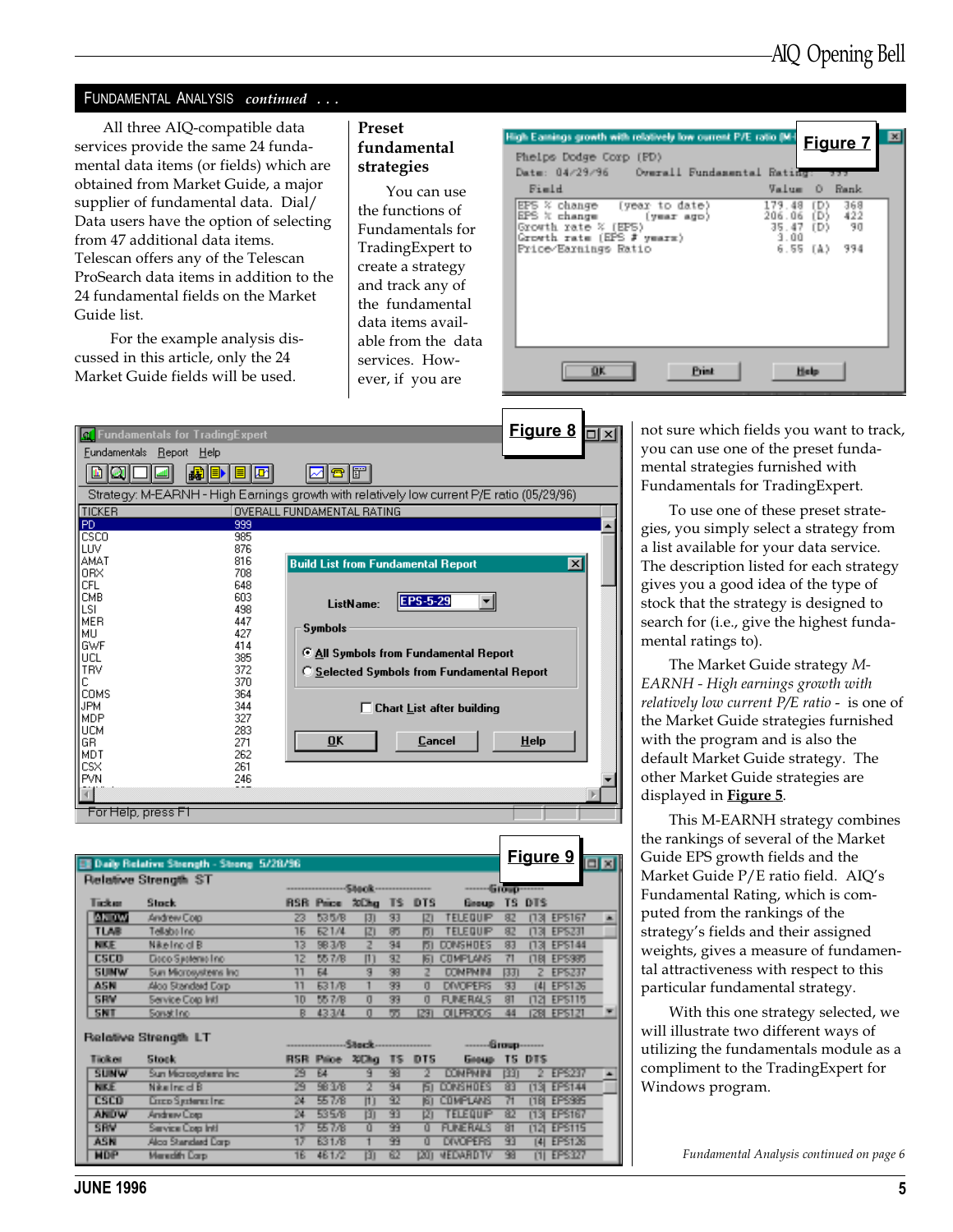## FUNDAMENTAL ANALYSIS *continued . . .*

All three AIQ-compatible data services provide the same 24 fundamental data items (or fields) which are obtained from Market Guide, a major supplier of fundamental data. Dial/Data users have the option of selecting from 47 additional data items. Telescan offers any of the Telescan ProSearch data items in addition to the 24 fundamental fields on the Market Guide list.

For the example analysis discussed in this article, only the 24 Market Guide fields will be used.

### Preset fundamental strategies

You can use the functions of Fundamentals for TradingExpert to create a strategy and track any of the fundamental data items available from the data services. However, if you are not sure which fields you want to track, you can use one of the preset fundamental strategies furnished with Fundamentals for TradingExpert.

To use one of these preset strategies, you simply select a strategy from a list available for your data service. The description listed for each strategy gives you a good idea of the type of stock that the strategy is designed to search for (i.e., give the highest fundamental ratings to).

The Market Guide strategy *M-EARNH - High earnings growth with relatively low current P/E ratio* - is one of the Market Guide strategies furnished with the program and is also the default Market Guide strategy. The other Market Guide strategies are displayed in **Figure 5**.

This M-EARNH strategy combines the rankings of several of the Market Guide EPS growth fields and the Market Guide P/E ratio field. AIQ's Fundamental Rating, which is computed from the rankings of the strategy's fields and their assigned weights, gives a measure of fundamental attractiveness with respect to this particular fundamental strategy.

With this one strategy selected, we will illustrate two different ways of utilizing the fundamentals module as a compliment to the TradingExpert for Windows program.

**Figure 7**

High Earnings growth with relatively low current P/E ratio

Phelps Dodge Corp (PD)

Date: 04/29/96 Overall Fundamental Rating: 999

| Field | | Value | O | Rank |
|---|---|---|---|---|
| EPS % change | (year to date) | 179.48 | (D) | 368 |
| EPS % change | (year ago) | 206.06 | (D) | 422 |
| Growth rate % (EPS) | | 35.47 | (D) | 90 |
| Growth rate (EPS # years) | | 3.00 | | |
| Price/Earnings Ratio | | 6.55 | (A) | 994 |

OK Print Help

**Figure 8**

Fundamentals for TradingExpert

Strategy: M-EARNH - High Earnings growth with relatively low current P/E ratio (05/29/96)

| TICKER | OVERALL FUNDAMENTAL RATING |
|---|---|
| PD | 999 |
| CSCO | 985 |
| LUV | 876 |
| AMAT | 816 |
| ORX | 708 |
| CFL | 648 |
| CMB | 603 |
| LSI | 498 |
| MER | 447 |
| MU | 427 |
| GWF | 414 |
| UCL | 385 |
| TRV | 372 |
| C | 370 |
| COMS | 364 |
| JPM | 344 |
| MDP | 327 |
| UCM | 283 |
| GR | 271 |
| MDT | 262 |
| CSX | 261 |
| PVN | 246 |

Build List from Fundamental Report

ListName: EPS-5-29

Symbols

- All Symbols from Fundamental Report
- Selected Symbols from Fundamental Report

Chart List after building

OK Cancel Help

For Help, press F1

**Figure 9**

Daily Relative Strength - Strong 5/28/96

Relative Strength ST

| Ticker | Stock | RSR | Price | %Chg | TS | DTS | Group | TS | DTS |
|---|---|---|---|---|---|---|---|---|---|
| ANDW | Andrew Corp | 23 | 53 5/8 | (3) | 93 | (2) | TELEQUIP | 82 | (13) EPS167 |
| TLAB | Tellabs Inc | 16 | 62 1/4 | (2) | 85 | (5) | TELEQUIP | 82 | (13) EPS231 |
| NKE | Nike Inc cl B | 13 | 98 3/8 | 2 | 94 | (5) | CONSHOES | 83 | (13) EPS144 |
| CSCO | Cisco Systems Inc | 12 | 55 7/8 | (1) | 92 | (6) | COMPLANS | 71 | (18) EPS985 |
| SUNW | Sun Microsystems Inc | 11 | 64 | 9 | 98 | 2 | COMPMINI | (33) | 2 EPS237 |
| ASN | Alco Standard Corp | 11 | 63 1/8 | 1 | 99 | 0 | OFFICEPERS | 93 | (4) EPS126 |
| SRV | Service Corp Intl | 10 | 55 7/8 | 0 | 99 | 0 | FUNERALS | 81 | (12) EPS115 |
| SNT | Sonat Inc | 8 | 43 3/4 | 0 | 55 | (29) | OILPRODS | 44 | (28) EPS121 |

Relative Strength LT

| Ticker | Stock | RSR | Price | %Chg | TS | DTS | Group | TS | DTS |
|---|---|---|---|---|---|---|---|---|---|
| SUNW | Sun Microsystems Inc | 29 | 64 | 9 | 98 | 2 | COMPMINI | (33) | 2 EPS237 |
| NKE | Nike Inc cl B | 29 | 98 3/8 | 2 | 94 | (5) | CONSHOES | 83 | (13) EPS144 |
| CSCO | Cisco Systems Inc | 24 | 55 7/8 | (1) | 92 | (6) | COMPLANS | 71 | (18) EPS985 |
| ANDW | Andrew Corp | 24 | 53 5/8 | (3) | 93 | (2) | TELEQUIP | 82 | (13) EPS167 |
| SRV | Service Corp Intl | 17 | 55 7/8 | 0 | 99 | 0 | FUNERALS | 81 | (12) EPS115 |
| ASN | Alco Standard Corp | 17 | 63 1/8 | 1 | 99 | 0 | OFFICEPERS | 93 | (4) EPS126 |
| MDP | Meredith Corp | 16 | 46 1/2 | (3) | 62 | (20) | MEDIARDTV | 98 | (1) EPS327 |

*Fundamental Analysis continued on page 6*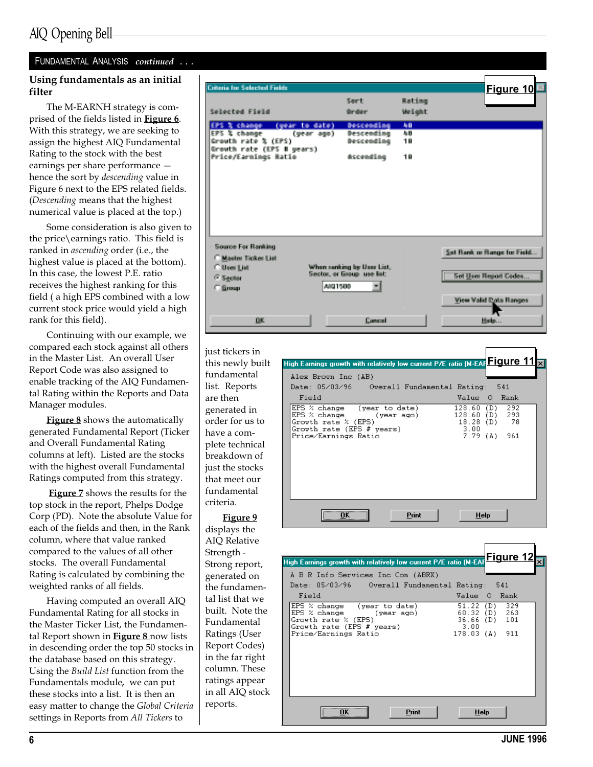## FUNDAMENTAL ANALYSIS *continued* . . .

### Using fundamentals as an initial filter

The M-EARNH strategy is comprised of the fields listed in **Figure 6**. With this strategy, we are seeking to assign the highest AIQ Fundamental Rating to the stock with the best earnings per share performance — hence the sort by *descending* value in Figure 6 next to the EPS related fields. (*Descending* means that the highest numerical value is placed at the top.)

Some consideration is also given to the price\earnings ratio. This field is ranked in *ascending* order (i.e., the highest value is placed at the bottom). In this case, the lowest P.E. ratio receives the highest ranking for this field ( a high EPS combined with a low current stock price would yield a high rank for this field).

Continuing with our example, we compared each stock against all others in the Master List. An overall User Report Code was also assigned to enable tracking of the AIQ Fundamental Rating within the Reports and Data Manager modules.

**Figure 8** shows the automatically generated Fundamental Report (Ticker and Overall Fundamental Rating columns at left). Listed are the stocks with the highest overall Fundamental Ratings computed from this strategy.

**Figure 7** shows the results for the top stock in the report, Phelps Dodge Corp (PD). Note the absolute Value for each of the fields and then, in the Rank column, where that value ranked compared to the values of all other stocks. The overall Fundamental Rating is calculated by combining the weighted ranks of all fields.

Having computed an overall AIQ Fundamental Rating for all stocks in the Master Ticker List, the Fundamental Report shown in **Figure 8** now lists in descending order the top 50 stocks in the database based on this strategy. Using the *Build List* function from the Fundamentals module, we can put these stocks into a list. It is then an easy matter to change the *Global Criteria* settings in Reports from *All Tickers* to just tickers in this newly built fundamental list. Reports are then generated in order for us to have a complete technical breakdown of just the stocks that meet our fundamental criteria.

**Figure 9** displays the AIQ Relative Strength - Strong report, generated on the fundamental list that we built. Note the Fundamental Ratings (User Report Codes) in the far right column. These ratings appear in all AIQ stock reports.

**Figure 10**

Criteria for Selected Fields

| Selected Field | Sort Order | Rating Weight |
|---|---|---|
| EPS % change (year to date) | Descending | 40 |
| EPS % change (year ago) | Descending | 40 |
| Growth rate % (EPS) | Descending | 10 |
| Growth rate (EPS # years) | | |
| Price/Earnings Ratio | Ascending | 10 |

Source For Ranking: Master Ticker List / User List / Sector (selected) / Group
When ranking by User List, Sector, or Group use list: AIQ1500
Set Rank or Range for Field... | Set User Report Codes... | View Valid Data Ranges
OK | Cancel | Help...

**Figure 11**

High Earnings growth with relatively low current P/E ratio (M-EAR

Alex Brown Inc (AB)
Date: 05/03/96 Overall Fundamental Rating: 541

| Field | Value | O | Rank |
|---|---|---|---|
| EPS % change (year to date) | 128.60 | (D) | 292 |
| EPS % change (year ago) | 128.60 | (D) | 293 |
| Growth rate % (EPS) | 18.28 | (D) | 78 |
| Growth rate (EPS # years) | 3.00 | | |
| Price/Earnings Ratio | 7.79 | (A) | 961 |

OK | Print | Help

**Figure 12**

High Earnings growth with relatively low current P/E ratio (M-EAR

A B R Info Services Inc Com (ABRX)
Date: 05/03/96 Overall Fundamental Rating: 541

| Field | Value | O | Rank |
|---|---|---|---|
| EPS % change (year to date) | 51.22 | (D) | 329 |
| EPS % change (year ago) | 60.32 | (D) | 263 |
| Growth rate % (EPS) | 36.66 | (D) | 101 |
| Growth rate (EPS # years) | 3.00 | | |
| Price/Earnings Ratio | 178.03 | (A) | 911 |

OK | Print | Help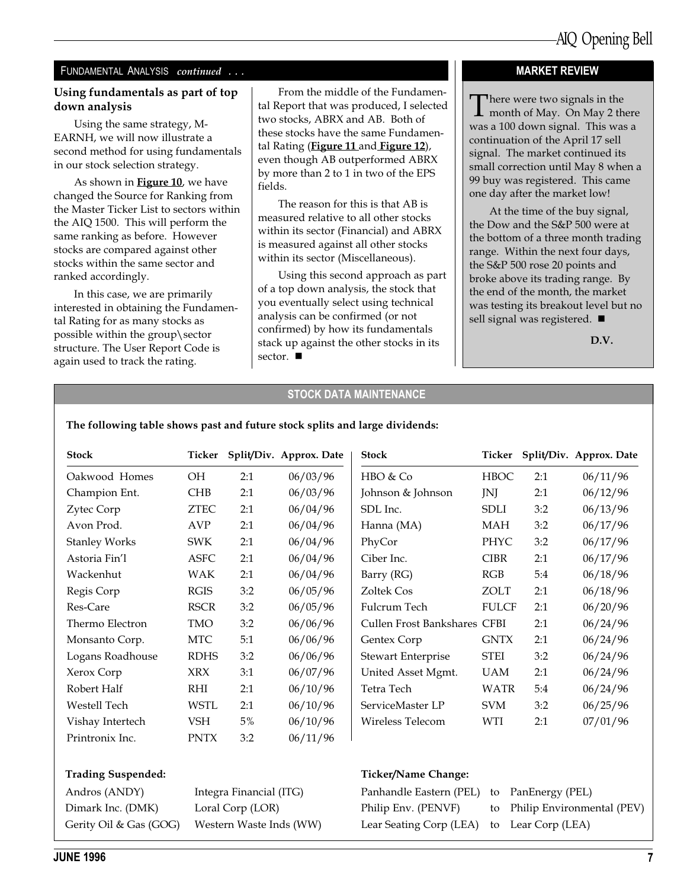## FUNDAMENTAL ANALYSIS *continued . . .*

### Using fundamentals as part of top down analysis

Using the same strategy, M-EARNH, we will now illustrate a second method for using fundamentals in our stock selection strategy.

As shown in **Figure 10**, we have changed the Source for Ranking from the Master Ticker List to sectors within the AIQ 1500. This will perform the same ranking as before. However stocks are compared against other stocks within the same sector and ranked accordingly.

In this case, we are primarily interested in obtaining the Fundamental Rating for as many stocks as possible within the group\sector structure. The User Report Code is again used to track the rating.

From the middle of the Fundamental Report that was produced, I selected two stocks, ABRX and AB. Both of these stocks have the same Fundamental Rating (**Figure 11** and **Figure 12**), even though AB outperformed ABRX by more than 2 to 1 in two of the EPS fields.

The reason for this is that AB is measured relative to all other stocks within its sector (Financial) and ABRX is measured against all other stocks within its sector (Miscellaneous).

Using this second approach as part of a top down analysis, the stock that you eventually select using technical analysis can be confirmed (or not confirmed) by how its fundamentals stack up against the other stocks in its sector. ■

## MARKET REVIEW

There were two signals in the month of May. On May 2 there was a 100 down signal. This was a continuation of the April 17 sell signal. The market continued its small correction until May 8 when a 99 buy was registered. This came one day after the market low!

At the time of the buy signal, the Dow and the S&P 500 were at the bottom of a three month trading range. Within the next four days, the S&P 500 rose 20 points and broke above its trading range. By the end of the month, the market was testing its breakout level but no sell signal was registered. ■

**D.V.**

## STOCK DATA MAINTENANCE

**The following table shows past and future stock splits and large dividends:**

| Stock | Ticker | Split/Div. | Approx. Date |
|---|---|---|---|
| Oakwood Homes | OH | 2:1 | 06/03/96 |
| Champion Ent. | CHB | 2:1 | 06/03/96 |
| Zytec Corp | ZTEC | 2:1 | 06/04/96 |
| Avon Prod. | AVP | 2:1 | 06/04/96 |
| Stanley Works | SWK | 2:1 | 06/04/96 |
| Astoria Fin'l | ASFC | 2:1 | 06/04/96 |
| Wackenhut | WAK | 2:1 | 06/04/96 |
| Regis Corp | RGIS | 3:2 | 06/05/96 |
| Res-Care | RSCR | 3:2 | 06/05/96 |
| Thermo Electron | TMO | 3:2 | 06/06/96 |
| Monsanto Corp. | MTC | 5:1 | 06/06/96 |
| Logans Roadhouse | RDHS | 3:2 | 06/06/96 |
| Xerox Corp | XRX | 3:1 | 06/07/96 |
| Robert Half | RHI | 2:1 | 06/10/96 |
| Westell Tech | WSTL | 2:1 | 06/10/96 |
| Vishay Intertech | VSH | 5% | 06/10/96 |
| Printronix Inc. | PNTX | 3:2 | 06/11/96 |
| HBO & Co | HBOC | 2:1 | 06/11/96 |
| Johnson & Johnson | JNJ | 2:1 | 06/12/96 |
| SDL Inc. | SDLI | 3:2 | 06/13/96 |
| Hanna (MA) | MAH | 3:2 | 06/17/96 |
| PhyCor | PHYC | 3:2 | 06/17/96 |
| Ciber Inc. | CIBR | 2:1 | 06/17/96 |
| Barry (RG) | RGB | 5:4 | 06/18/96 |
| Zoltek Cos | ZOLT | 2:1 | 06/18/96 |
| Fulcrum Tech | FULCF | 2:1 | 06/20/96 |
| Cullen Frost Bankshares | CFBI | 2:1 | 06/24/96 |
| Gentex Corp | GNTX | 2:1 | 06/24/96 |
| Stewart Enterprise | STEI | 3:2 | 06/24/96 |
| United Asset Mgmt. | UAM | 2:1 | 06/24/96 |
| Tetra Tech | WATR | 5:4 | 06/24/96 |
| ServiceMaster LP | SVM | 3:2 | 06/25/96 |
| Wireless Telecom | WTI | 2:1 | 07/01/96 |

**Trading Suspended:**

- Andros (ANDY)
- Dimark Inc. (DMK)
- Gerity Oil & Gas (GOG)
- Integra Financial (ITG)
- Loral Corp (LOR)
- Western Waste Inds (WW)

**Ticker/Name Change:**

- Panhandle Eastern (PEL) to PanEnergy (PEL)
- Philip Env. (PENVF) to Philip Environmental (PEV)
- Lear Seating Corp (LEA) to Lear Corp (LEA)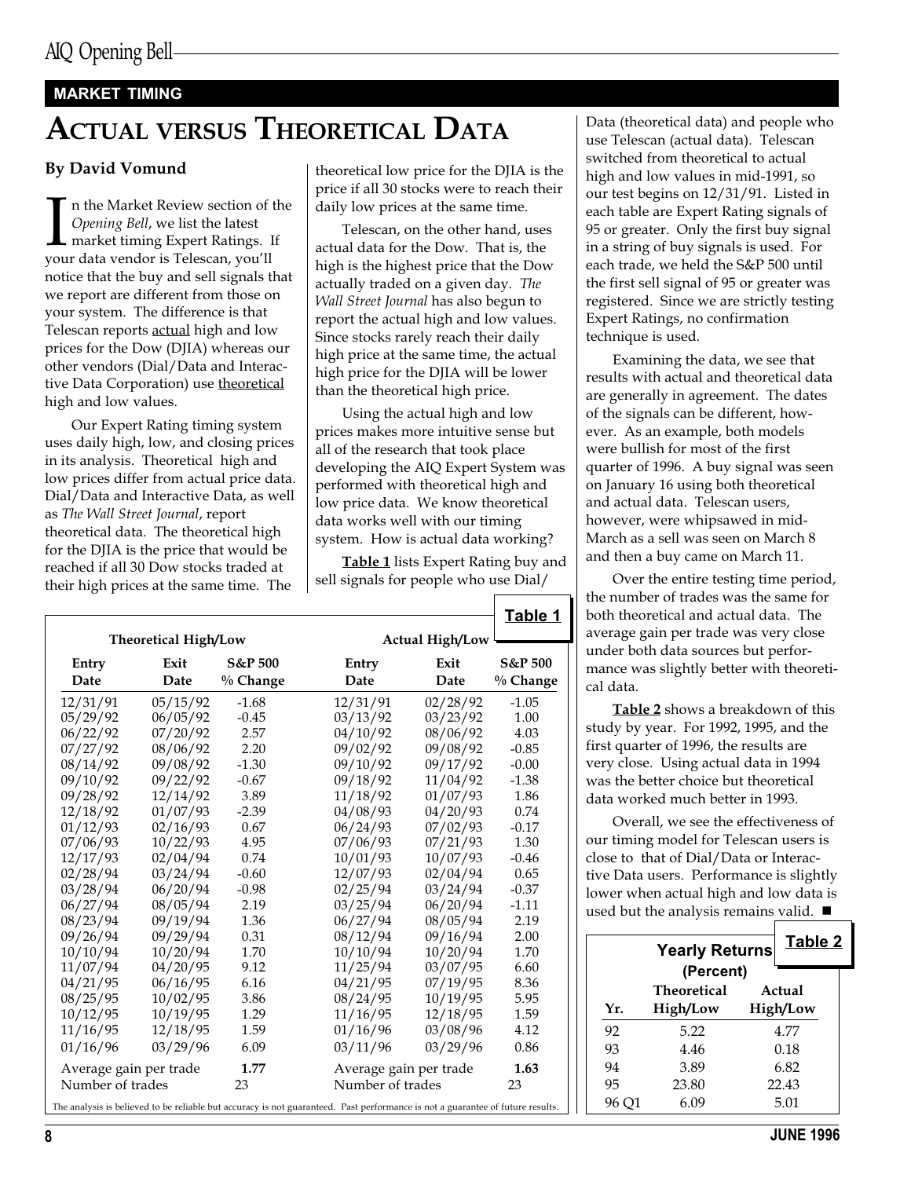**MARKET TIMING**

# ACTUAL VERSUS THEORETICAL DATA

**By David Vomund**

In the Market Review section of the *Opening Bell*, we list the latest market timing Expert Ratings. If your data vendor is Telescan, you'll notice that the buy and sell signals that we report are different from those on your system. The difference is that Telescan reports actual high and low prices for the Dow (DJIA) whereas our other vendors (Dial/Data and Interactive Data Corporation) use theoretical high and low values.

Our Expert Rating timing system uses daily high, low, and closing prices in its analysis. Theoretical high and low prices differ from actual price data. Dial/Data and Interactive Data, as well as *The Wall Street Journal*, report theoretical data. The theoretical high for the DJIA is the price that would be reached if all 30 Dow stocks traded at their high prices at the same time. The theoretical low price for the DJIA is the price if all 30 stocks were to reach their daily low prices at the same time.

Telescan, on the other hand, uses actual data for the Dow. That is, the high is the highest price that the Dow actually traded on a given day. *The Wall Street Journal* has also begun to report the actual high and low values. Since stocks rarely reach their daily high price at the same time, the actual high price for the DJIA will be lower than the theoretical high price.

Using the actual high and low prices makes more intuitive sense but all of the research that took place developing the AIQ Expert System was performed with theoretical high and low price data. We know theoretical data works well with our timing system. How is actual data working?

**Table 1** lists Expert Rating buy and sell signals for people who use Dial/Data (theoretical data) and people who use Telescan (actual data). Telescan switched from theoretical to actual high and low values in mid-1991, so our test begins on 12/31/91. Listed in each table are Expert Rating signals of 95 or greater. Only the first buy signal in a string of buy signals is used. For each trade, we held the S&P 500 until the first sell signal of 95 or greater was registered. Since we are strictly testing Expert Ratings, no confirmation technique is used.

Examining the data, we see that results with actual and theoretical data are generally in agreement. The dates of the signals can be different, however. As an example, both models were bullish for most of the first quarter of 1996. A buy signal was seen on January 16 using both theoretical and actual data. Telescan users, however, were whipsawed in mid-March as a sell was seen on March 8 and then a buy came on March 11.

Over the entire testing time period, the number of trades was the same for both theoretical and actual data. The average gain per trade was very close under both data sources but performance was slightly better with theoretical data.

**Table 2** shows a breakdown of this study by year. For 1992, 1995, and the first quarter of 1996, the results are very close. Using actual data in 1994 was the better choice but theoretical data worked much better in 1993.

Overall, we see the effectiveness of our timing model for Telescan users is close to that of Dial/Data or Interactive Data users. Performance is slightly lower when actual high and low data is used but the analysis remains valid. ■

**Table 1**

| Theoretical High/Low | | | Actual High/Low | | |
|---|---|---|---|---|---|
| Entry Date | Exit Date | S&P 500 % Change | Entry Date | Exit Date | S&P 500 % Change |
| 12/31/91 | 05/15/92 | -1.68 | 12/31/91 | 02/28/92 | -1.05 |
| 05/29/92 | 06/05/92 | -0.45 | 03/13/92 | 03/23/92 | 1.00 |
| 06/22/92 | 07/20/92 | 2.57 | 04/10/92 | 08/06/92 | 4.03 |
| 07/27/92 | 08/06/92 | 2.20 | 09/02/92 | 09/08/92 | -0.85 |
| 08/14/92 | 09/08/92 | -1.30 | 09/10/92 | 09/17/92 | -0.00 |
| 09/10/92 | 09/22/92 | -0.67 | 09/18/92 | 11/04/92 | -1.38 |
| 09/28/92 | 12/14/92 | 3.89 | 11/18/92 | 01/07/93 | 1.86 |
| 12/18/92 | 01/07/93 | -2.39 | 04/08/93 | 04/20/93 | 0.74 |
| 01/12/93 | 02/16/93 | 0.67 | 06/24/93 | 07/02/93 | -0.17 |
| 07/06/93 | 10/22/93 | 4.95 | 07/06/93 | 07/21/93 | 1.30 |
| 12/17/93 | 02/04/94 | 0.74 | 10/01/93 | 10/07/93 | -0.46 |
| 02/28/94 | 03/24/94 | -0.60 | 12/07/93 | 02/04/94 | 0.65 |
| 03/28/94 | 06/20/94 | -0.98 | 02/25/94 | 03/24/94 | -0.37 |
| 06/27/94 | 08/05/94 | 2.19 | 03/25/94 | 06/20/94 | -1.11 |
| 08/23/94 | 09/19/94 | 1.36 | 06/27/94 | 08/05/94 | 2.19 |
| 09/26/94 | 09/29/94 | 0.31 | 08/12/94 | 09/16/94 | 2.00 |
| 10/10/94 | 10/20/94 | 1.70 | 10/10/94 | 10/20/94 | 1.70 |
| 11/07/94 | 04/20/95 | 9.12 | 11/25/94 | 03/07/95 | 6.60 |
| 04/21/95 | 06/16/95 | 6.16 | 04/21/95 | 07/19/95 | 8.36 |
| 08/25/95 | 10/02/95 | 3.86 | 08/24/95 | 10/19/95 | 5.95 |
| 10/12/95 | 10/19/95 | 1.29 | 11/16/95 | 12/18/95 | 1.59 |
| 11/16/95 | 12/18/95 | 1.59 | 01/16/96 | 03/08/96 | 4.12 |
| 01/16/96 | 03/29/96 | 6.09 | 03/11/96 | 03/29/96 | 0.86 |
| Average gain per trade | | 1.77 | Average gain per trade | | 1.63 |
| Number of trades | | 23 | Number of trades | | 23 |

The analysis is believed to be reliable but accuracy is not guaranteed. Past performance is not a guarantee of future results.

**Table 2**

**Yearly Returns (Percent)**

| Yr. | Theoretical High/Low | Actual High/Low |
|---|---|---|
| 92 | 5.22 | 4.77 |
| 93 | 4.46 | 0.18 |
| 94 | 3.89 | 6.82 |
| 95 | 23.80 | 22.43 |
| 96 Q1 | 6.09 | 5.01 |